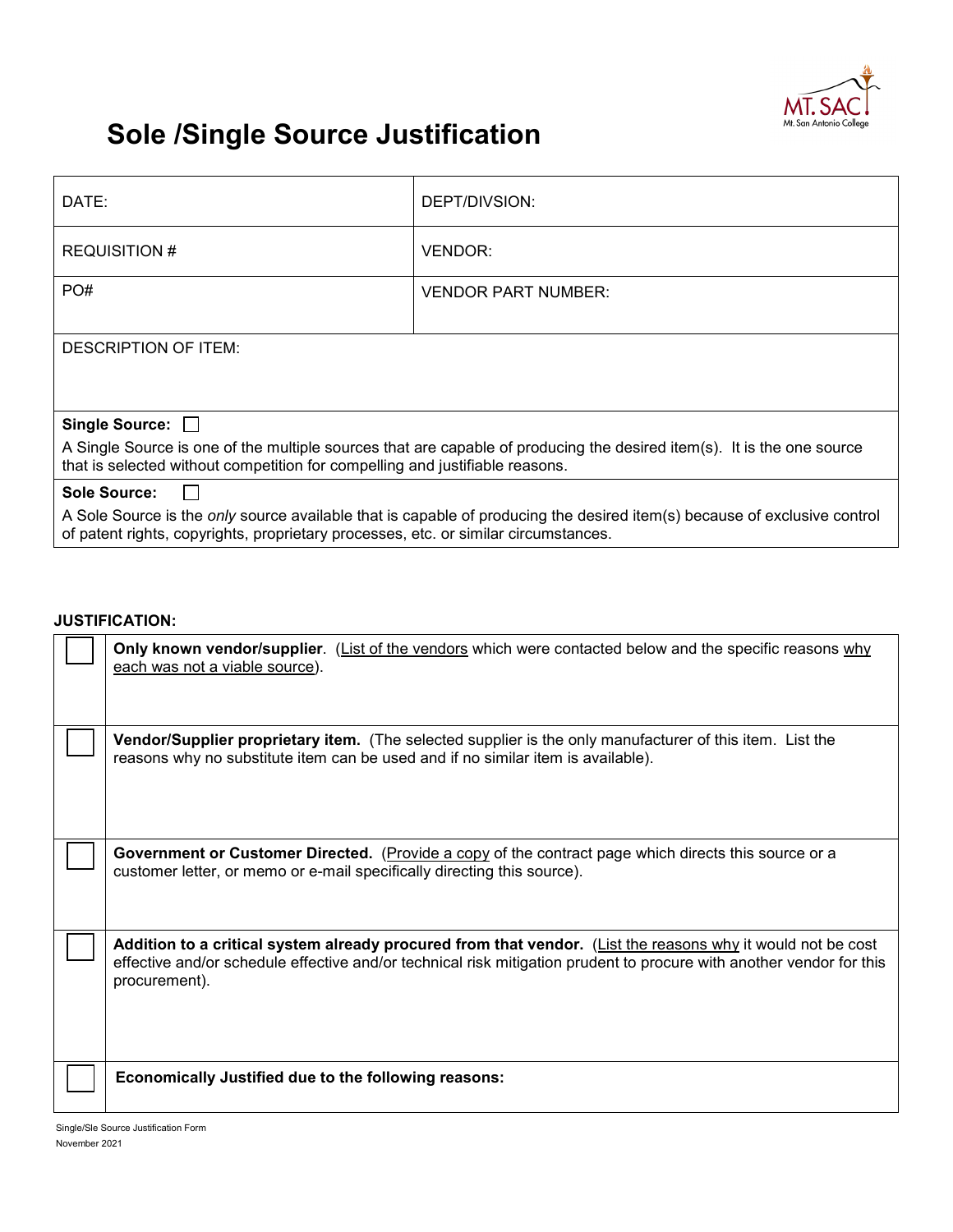# Sole /Single Source Justification

| DATE: | DEPT/DIVSION: |
|---|---|
| REQUISITION # | VENDOR: |
| PO# | VENDOR PART NUMBER: |

DESCRIPTION OF ITEM:

**Single Source:** ☐

A Single Source is one of the multiple sources that are capable of producing the desired item(s). It is the one source that is selected without competition for compelling and justifiable reasons.

**Sole Source:** ☐

A Sole Source is the *only* source available that is capable of producing the desired item(s) because of exclusive control of patent rights, copyrights, proprietary processes, etc. or similar circumstances.

**JUSTIFICATION:**

| | |
|---|---|
| ☐ | **Only known vendor/supplier**. (List of the vendors which were contacted below and the specific reasons why each was not a viable source). |
| ☐ | **Vendor/Supplier proprietary item.** (The selected supplier is the only manufacturer of this item. List the reasons why no substitute item can be used and if no similar item is available). |
| ☐ | **Government or Customer Directed.** (Provide a copy of the contract page which directs this source or a customer letter, or memo or e-mail specifically directing this source). |
| ☐ | **Addition to a critical system already procured from that vendor.** (List the reasons why it would not be cost effective and/or schedule effective and/or technical risk mitigation prudent to procure with another vendor for this procurement). |
| ☐ | **Economically Justified due to the following reasons:** |

Single/Sle Source Justification Form
November 2021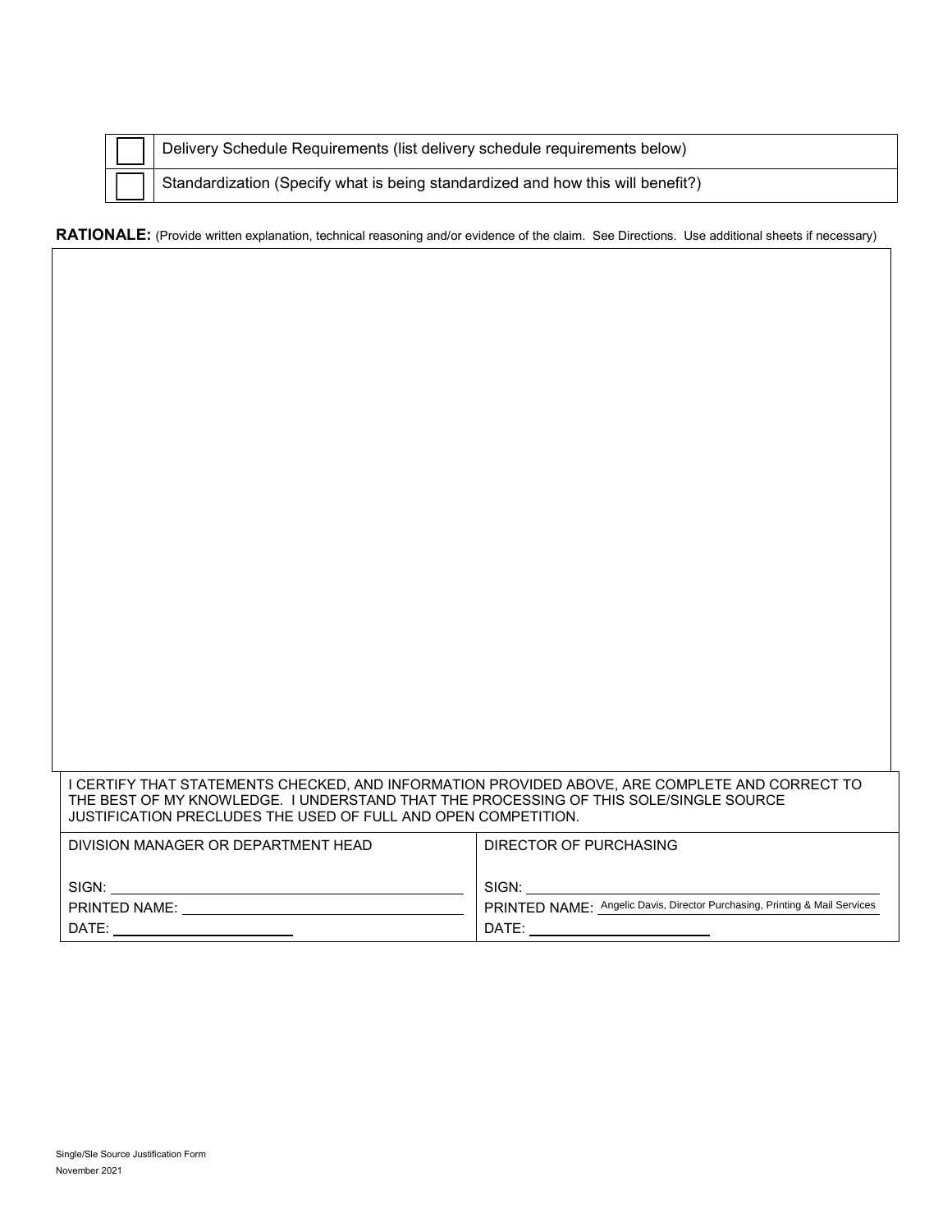| | |
|---|---|
| ☐ | Delivery Schedule Requirements (list delivery schedule requirements below) |
| ☐ | Standardization (Specify what is being standardized and how this will benefit?) |

**RATIONALE:** (Provide written explanation, technical reasoning and/or evidence of the claim. See Directions. Use additional sheets if necessary)

I CERTIFY THAT STATEMENTS CHECKED, AND INFORMATION PROVIDED ABOVE, ARE COMPLETE AND CORRECT TO THE BEST OF MY KNOWLEDGE. I UNDERSTAND THAT THE PROCESSING OF THIS SOLE/SINGLE SOURCE JUSTIFICATION PRECLUDES THE USED OF FULL AND OPEN COMPETITION.

| DIVISION MANAGER OR DEPARTMENT HEAD | DIRECTOR OF PURCHASING |
|---|---|
| SIGN: | SIGN: |
| PRINTED NAME: | PRINTED NAME: Angelic Davis, Director Purchasing, Printing & Mail Services |
| DATE: | DATE: |

Single/Sle Source Justification Form
November 2021